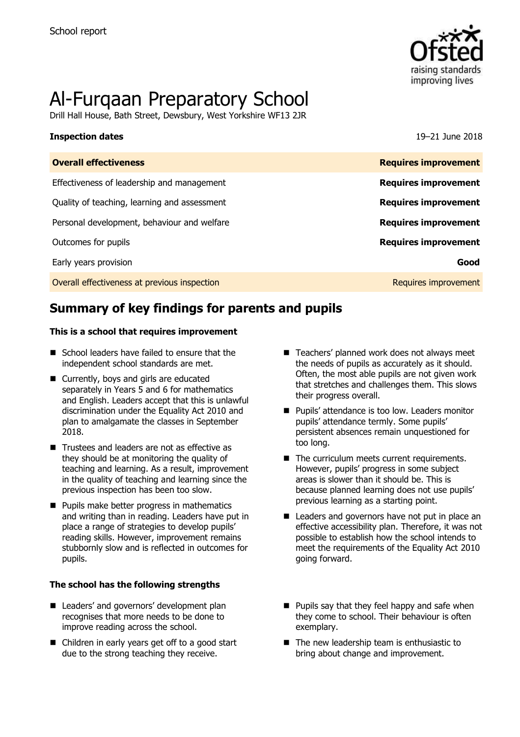School report

# Al-Furqaan Preparatory School

Drill Hall House, Bath Street, Dewsbury, West Yorkshire WF13 2JR

**Inspection dates** 19–21 June 2018

| **Overall effectiveness** | **Requires improvement** |
| --- | --- |
| Effectiveness of leadership and management | **Requires improvement** |
| Quality of teaching, learning and assessment | **Requires improvement** |
| Personal development, behaviour and welfare | **Requires improvement** |
| Outcomes for pupils | **Requires improvement** |
| Early years provision | **Good** |
| Overall effectiveness at previous inspection | Requires improvement |

## Summary of key findings for parents and pupils

**This is a school that requires improvement**

- School leaders have failed to ensure that the independent school standards are met.
- Currently, boys and girls are educated separately in Years 5 and 6 for mathematics and English. Leaders accept that this is unlawful discrimination under the Equality Act 2010 and plan to amalgamate the classes in September 2018.
- Trustees and leaders are not as effective as they should be at monitoring the quality of teaching and learning. As a result, improvement in the quality of teaching and learning since the previous inspection has been too slow.
- Pupils make better progress in mathematics and writing than in reading. Leaders have put in place a range of strategies to develop pupils' reading skills. However, improvement remains stubbornly slow and is reflected in outcomes for pupils.
- Teachers' planned work does not always meet the needs of pupils as accurately as it should. Often, the most able pupils are not given work that stretches and challenges them. This slows their progress overall.
- Pupils' attendance is too low. Leaders monitor pupils' attendance termly. Some pupils' persistent absences remain unquestioned for too long.
- The curriculum meets current requirements. However, pupils' progress in some subject areas is slower than it should be. This is because planned learning does not use pupils' previous learning as a starting point.
- Leaders and governors have not put in place an effective accessibility plan. Therefore, it was not possible to establish how the school intends to meet the requirements of the Equality Act 2010 going forward.

**The school has the following strengths**

- Leaders' and governors' development plan recognises that more needs to be done to improve reading across the school.
- Children in early years get off to a good start due to the strong teaching they receive.
- Pupils say that they feel happy and safe when they come to school. Their behaviour is often exemplary.
- The new leadership team is enthusiastic to bring about change and improvement.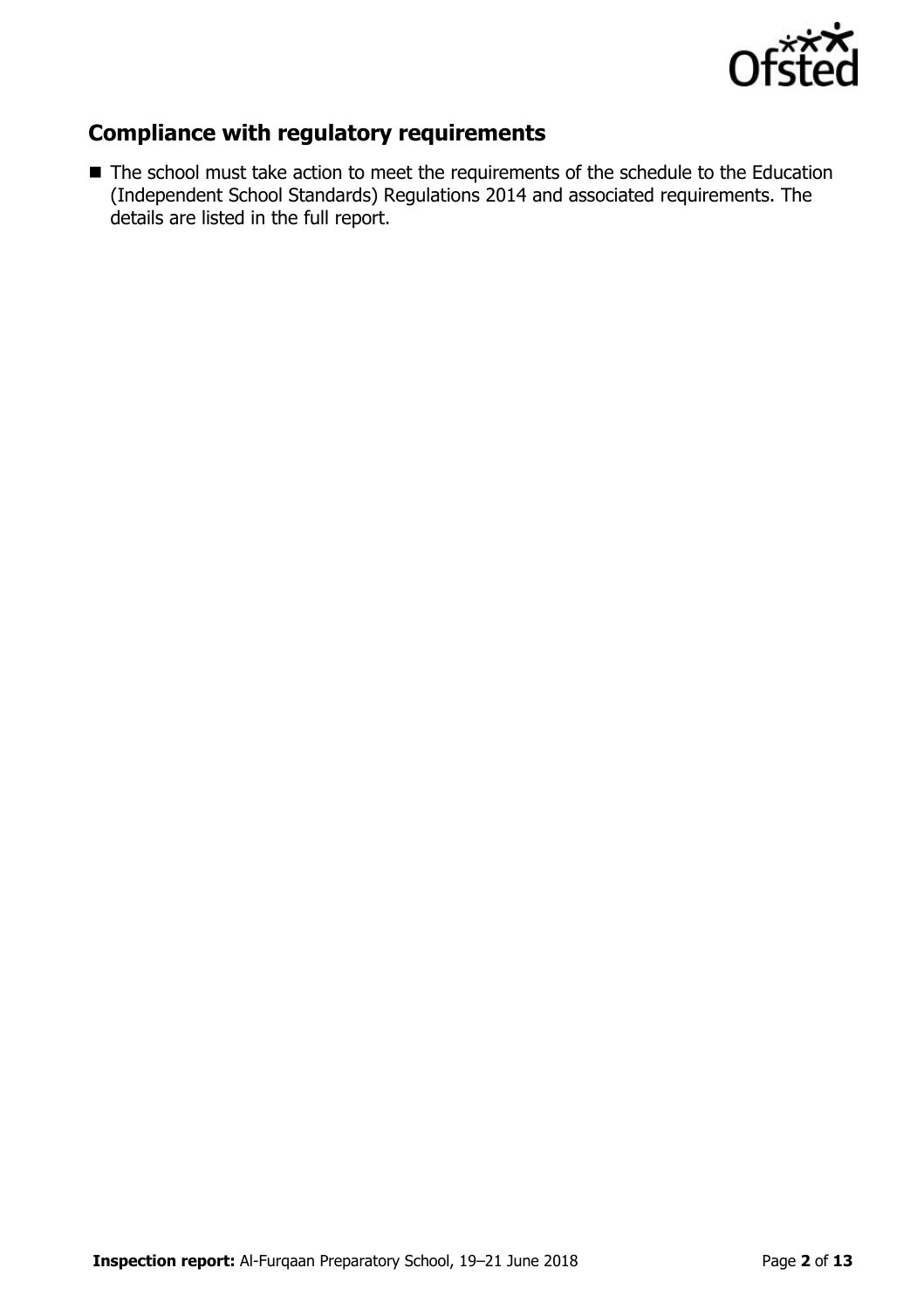## Compliance with regulatory requirements

- The school must take action to meet the requirements of the schedule to the Education (Independent School Standards) Regulations 2014 and associated requirements. The details are listed in the full report.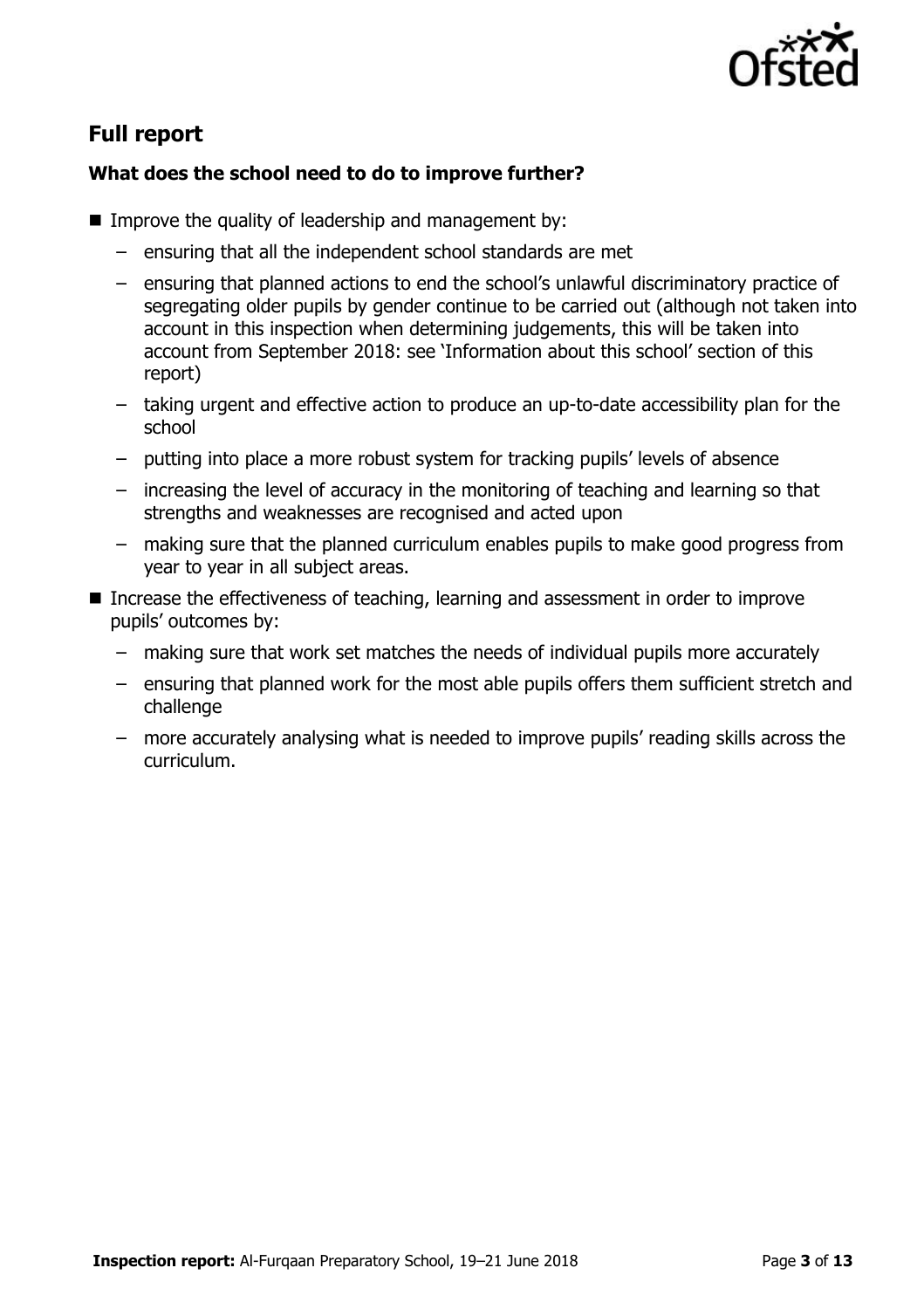## Full report

### What does the school need to do to improve further?

- Improve the quality of leadership and management by:
  - ensuring that all the independent school standards are met
  - ensuring that planned actions to end the school's unlawful discriminatory practice of segregating older pupils by gender continue to be carried out (although not taken into account in this inspection when determining judgements, this will be taken into account from September 2018: see 'Information about this school' section of this report)
  - taking urgent and effective action to produce an up-to-date accessibility plan for the school
  - putting into place a more robust system for tracking pupils' levels of absence
  - increasing the level of accuracy in the monitoring of teaching and learning so that strengths and weaknesses are recognised and acted upon
  - making sure that the planned curriculum enables pupils to make good progress from year to year in all subject areas.
- Increase the effectiveness of teaching, learning and assessment in order to improve pupils' outcomes by:
  - making sure that work set matches the needs of individual pupils more accurately
  - ensuring that planned work for the most able pupils offers them sufficient stretch and challenge
  - more accurately analysing what is needed to improve pupils' reading skills across the curriculum.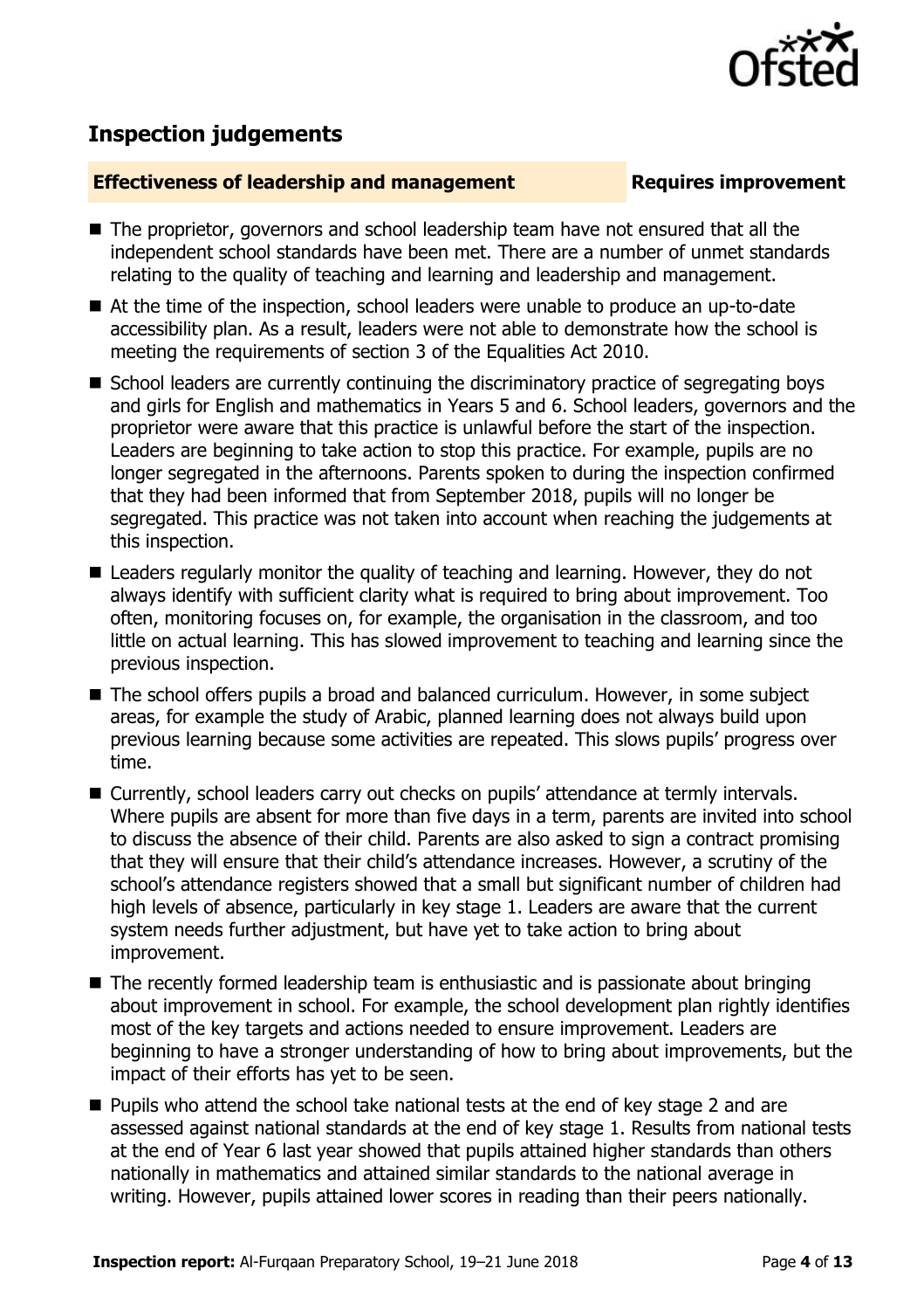## Inspection judgements

**Effectiveness of leadership and management** **Requires improvement**

- The proprietor, governors and school leadership team have not ensured that all the independent school standards have been met. There are a number of unmet standards relating to the quality of teaching and learning and leadership and management.
- At the time of the inspection, school leaders were unable to produce an up-to-date accessibility plan. As a result, leaders were not able to demonstrate how the school is meeting the requirements of section 3 of the Equalities Act 2010.
- School leaders are currently continuing the discriminatory practice of segregating boys and girls for English and mathematics in Years 5 and 6. School leaders, governors and the proprietor were aware that this practice is unlawful before the start of the inspection. Leaders are beginning to take action to stop this practice. For example, pupils are no longer segregated in the afternoons. Parents spoken to during the inspection confirmed that they had been informed that from September 2018, pupils will no longer be segregated. This practice was not taken into account when reaching the judgements at this inspection.
- Leaders regularly monitor the quality of teaching and learning. However, they do not always identify with sufficient clarity what is required to bring about improvement. Too often, monitoring focuses on, for example, the organisation in the classroom, and too little on actual learning. This has slowed improvement to teaching and learning since the previous inspection.
- The school offers pupils a broad and balanced curriculum. However, in some subject areas, for example the study of Arabic, planned learning does not always build upon previous learning because some activities are repeated. This slows pupils' progress over time.
- Currently, school leaders carry out checks on pupils' attendance at termly intervals. Where pupils are absent for more than five days in a term, parents are invited into school to discuss the absence of their child. Parents are also asked to sign a contract promising that they will ensure that their child's attendance increases. However, a scrutiny of the school's attendance registers showed that a small but significant number of children had high levels of absence, particularly in key stage 1. Leaders are aware that the current system needs further adjustment, but have yet to take action to bring about improvement.
- The recently formed leadership team is enthusiastic and is passionate about bringing about improvement in school. For example, the school development plan rightly identifies most of the key targets and actions needed to ensure improvement. Leaders are beginning to have a stronger understanding of how to bring about improvements, but the impact of their efforts has yet to be seen.
- Pupils who attend the school take national tests at the end of key stage 2 and are assessed against national standards at the end of key stage 1. Results from national tests at the end of Year 6 last year showed that pupils attained higher standards than others nationally in mathematics and attained similar standards to the national average in writing. However, pupils attained lower scores in reading than their peers nationally.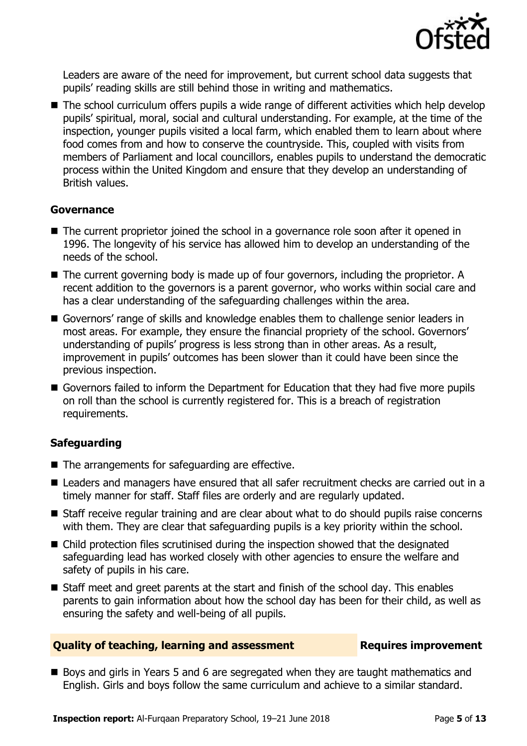Leaders are aware of the need for improvement, but current school data suggests that pupils' reading skills are still behind those in writing and mathematics.

- The school curriculum offers pupils a wide range of different activities which help develop pupils' spiritual, moral, social and cultural understanding. For example, at the time of the inspection, younger pupils visited a local farm, which enabled them to learn about where food comes from and how to conserve the countryside. This, coupled with visits from members of Parliament and local councillors, enables pupils to understand the democratic process within the United Kingdom and ensure that they develop an understanding of British values.

### Governance

- The current proprietor joined the school in a governance role soon after it opened in 1996. The longevity of his service has allowed him to develop an understanding of the needs of the school.
- The current governing body is made up of four governors, including the proprietor. A recent addition to the governors is a parent governor, who works within social care and has a clear understanding of the safeguarding challenges within the area.
- Governors' range of skills and knowledge enables them to challenge senior leaders in most areas. For example, they ensure the financial propriety of the school. Governors' understanding of pupils' progress is less strong than in other areas. As a result, improvement in pupils' outcomes has been slower than it could have been since the previous inspection.
- Governors failed to inform the Department for Education that they had five more pupils on roll than the school is currently registered for. This is a breach of registration requirements.

### Safeguarding

- The arrangements for safeguarding are effective.
- Leaders and managers have ensured that all safer recruitment checks are carried out in a timely manner for staff. Staff files are orderly and are regularly updated.
- Staff receive regular training and are clear about what to do should pupils raise concerns with them. They are clear that safeguarding pupils is a key priority within the school.
- Child protection files scrutinised during the inspection showed that the designated safeguarding lead has worked closely with other agencies to ensure the welfare and safety of pupils in his care.
- Staff meet and greet parents at the start and finish of the school day. This enables parents to gain information about how the school day has been for their child, as well as ensuring the safety and well-being of all pupils.

## Quality of teaching, learning and assessment — Requires improvement

- Boys and girls in Years 5 and 6 are segregated when they are taught mathematics and English. Girls and boys follow the same curriculum and achieve to a similar standard.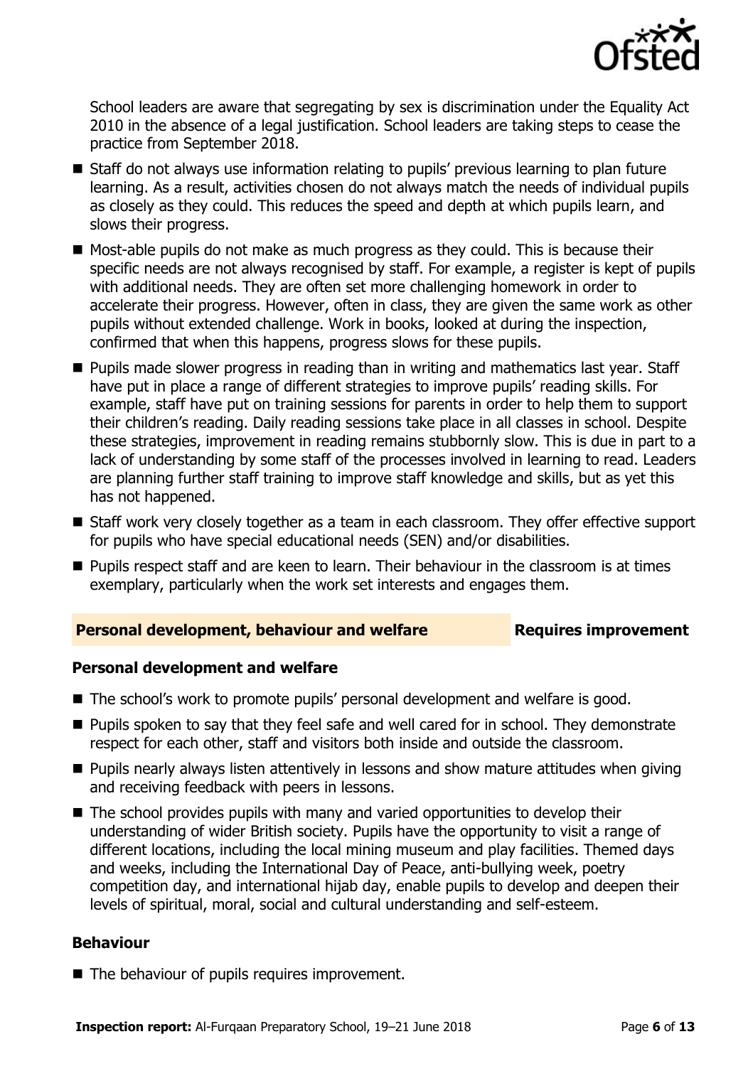School leaders are aware that segregating by sex is discrimination under the Equality Act 2010 in the absence of a legal justification. School leaders are taking steps to cease the practice from September 2018.

- Staff do not always use information relating to pupils' previous learning to plan future learning. As a result, activities chosen do not always match the needs of individual pupils as closely as they could. This reduces the speed and depth at which pupils learn, and slows their progress.
- Most-able pupils do not make as much progress as they could. This is because their specific needs are not always recognised by staff. For example, a register is kept of pupils with additional needs. They are often set more challenging homework in order to accelerate their progress. However, often in class, they are given the same work as other pupils without extended challenge. Work in books, looked at during the inspection, confirmed that when this happens, progress slows for these pupils.
- Pupils made slower progress in reading than in writing and mathematics last year. Staff have put in place a range of different strategies to improve pupils' reading skills. For example, staff have put on training sessions for parents in order to help them to support their children's reading. Daily reading sessions take place in all classes in school. Despite these strategies, improvement in reading remains stubbornly slow. This is due in part to a lack of understanding by some staff of the processes involved in learning to read. Leaders are planning further staff training to improve staff knowledge and skills, but as yet this has not happened.
- Staff work very closely together as a team in each classroom. They offer effective support for pupils who have special educational needs (SEN) and/or disabilities.
- Pupils respect staff and are keen to learn. Their behaviour in the classroom is at times exemplary, particularly when the work set interests and engages them.

## Personal development, behaviour and welfare — Requires improvement

### Personal development and welfare

- The school's work to promote pupils' personal development and welfare is good.
- Pupils spoken to say that they feel safe and well cared for in school. They demonstrate respect for each other, staff and visitors both inside and outside the classroom.
- Pupils nearly always listen attentively in lessons and show mature attitudes when giving and receiving feedback with peers in lessons.
- The school provides pupils with many and varied opportunities to develop their understanding of wider British society. Pupils have the opportunity to visit a range of different locations, including the local mining museum and play facilities. Themed days and weeks, including the International Day of Peace, anti-bullying week, poetry competition day, and international hijab day, enable pupils to develop and deepen their levels of spiritual, moral, social and cultural understanding and self-esteem.

### Behaviour

- The behaviour of pupils requires improvement.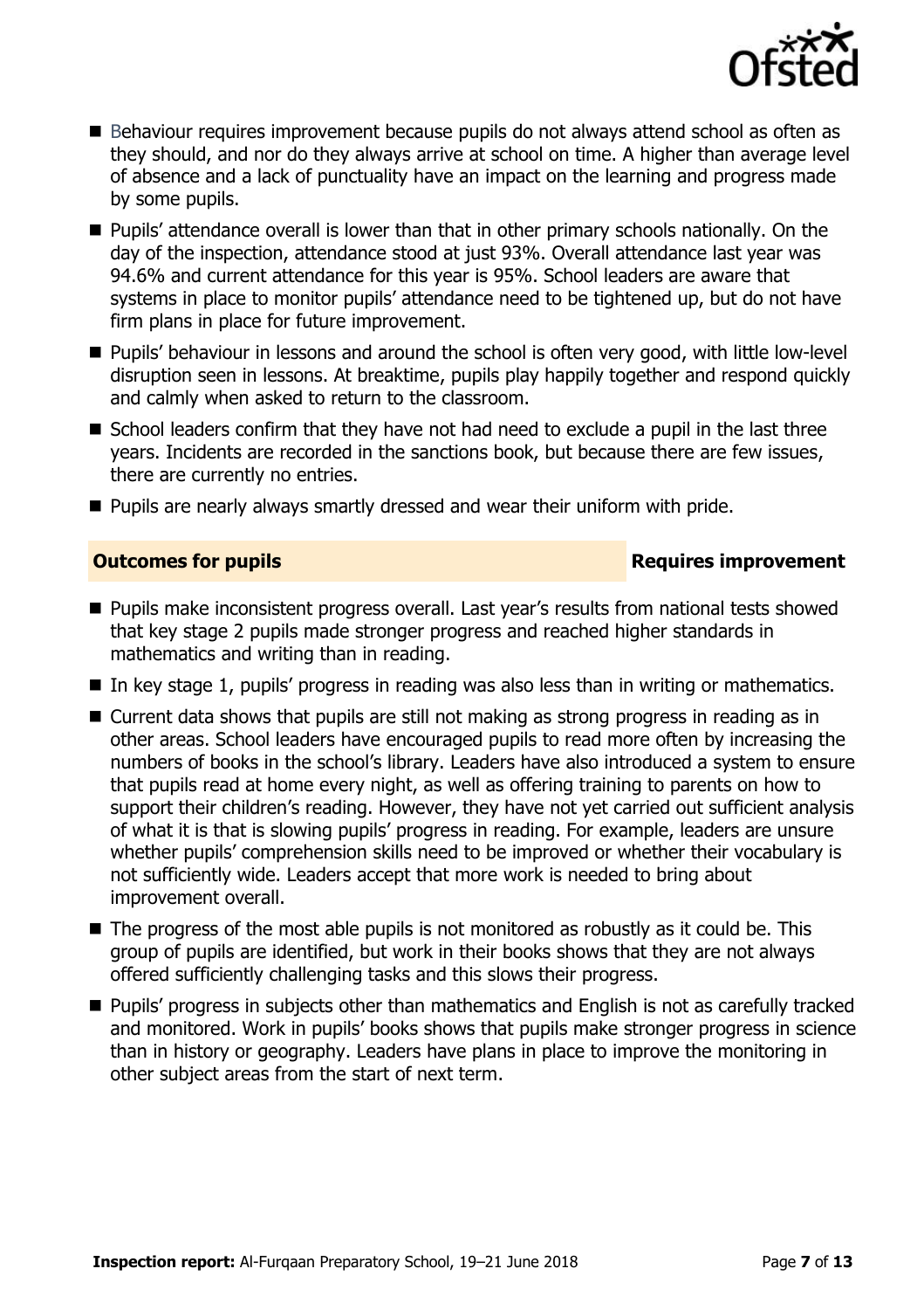- Behaviour requires improvement because pupils do not always attend school as often as they should, and nor do they always arrive at school on time. A higher than average level of absence and a lack of punctuality have an impact on the learning and progress made by some pupils.
- Pupils' attendance overall is lower than that in other primary schools nationally. On the day of the inspection, attendance stood at just 93%. Overall attendance last year was 94.6% and current attendance for this year is 95%. School leaders are aware that systems in place to monitor pupils' attendance need to be tightened up, but do not have firm plans in place for future improvement.
- Pupils' behaviour in lessons and around the school is often very good, with little low-level disruption seen in lessons. At breaktime, pupils play happily together and respond quickly and calmly when asked to return to the classroom.
- School leaders confirm that they have not had need to exclude a pupil in the last three years. Incidents are recorded in the sanctions book, but because there are few issues, there are currently no entries.
- Pupils are nearly always smartly dressed and wear their uniform with pride.

## Outcomes for pupils — Requires improvement

- Pupils make inconsistent progress overall. Last year's results from national tests showed that key stage 2 pupils made stronger progress and reached higher standards in mathematics and writing than in reading.
- In key stage 1, pupils' progress in reading was also less than in writing or mathematics.
- Current data shows that pupils are still not making as strong progress in reading as in other areas. School leaders have encouraged pupils to read more often by increasing the numbers of books in the school's library. Leaders have also introduced a system to ensure that pupils read at home every night, as well as offering training to parents on how to support their children's reading. However, they have not yet carried out sufficient analysis of what it is that is slowing pupils' progress in reading. For example, leaders are unsure whether pupils' comprehension skills need to be improved or whether their vocabulary is not sufficiently wide. Leaders accept that more work is needed to bring about improvement overall.
- The progress of the most able pupils is not monitored as robustly as it could be. This group of pupils are identified, but work in their books shows that they are not always offered sufficiently challenging tasks and this slows their progress.
- Pupils' progress in subjects other than mathematics and English is not as carefully tracked and monitored. Work in pupils' books shows that pupils make stronger progress in science than in history or geography. Leaders have plans in place to improve the monitoring in other subject areas from the start of next term.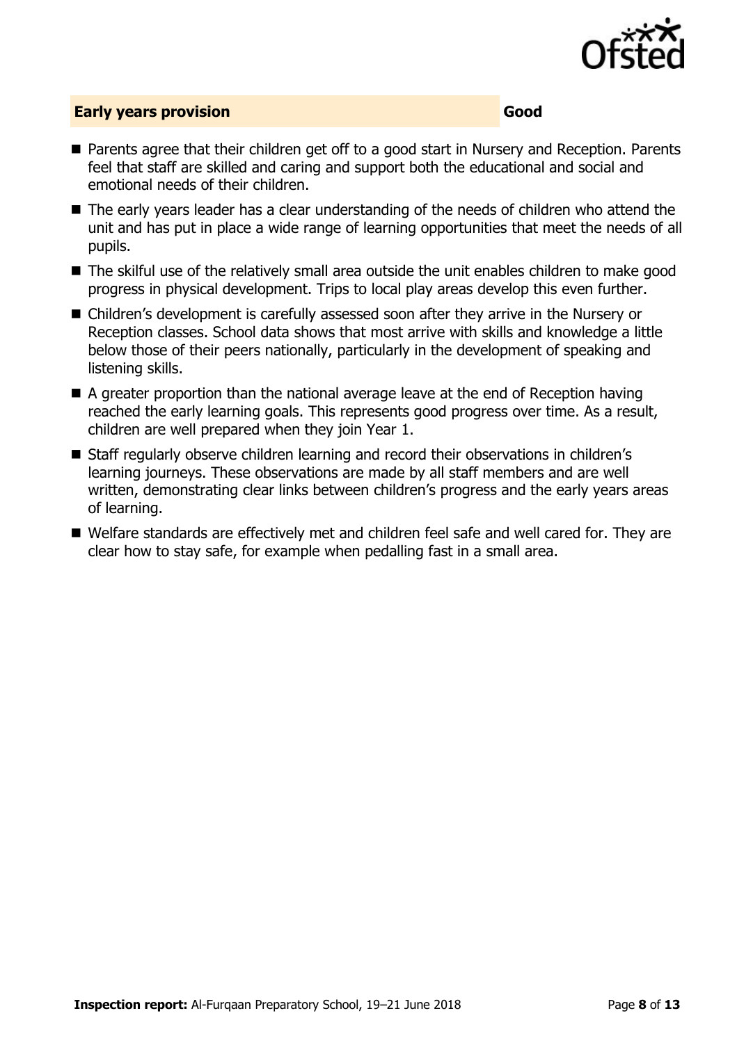## Early years provision — Good

- Parents agree that their children get off to a good start in Nursery and Reception. Parents feel that staff are skilled and caring and support both the educational and social and emotional needs of their children.
- The early years leader has a clear understanding of the needs of children who attend the unit and has put in place a wide range of learning opportunities that meet the needs of all pupils.
- The skilful use of the relatively small area outside the unit enables children to make good progress in physical development. Trips to local play areas develop this even further.
- Children's development is carefully assessed soon after they arrive in the Nursery or Reception classes. School data shows that most arrive with skills and knowledge a little below those of their peers nationally, particularly in the development of speaking and listening skills.
- A greater proportion than the national average leave at the end of Reception having reached the early learning goals. This represents good progress over time. As a result, children are well prepared when they join Year 1.
- Staff regularly observe children learning and record their observations in children's learning journeys. These observations are made by all staff members and are well written, demonstrating clear links between children's progress and the early years areas of learning.
- Welfare standards are effectively met and children feel safe and well cared for. They are clear how to stay safe, for example when pedalling fast in a small area.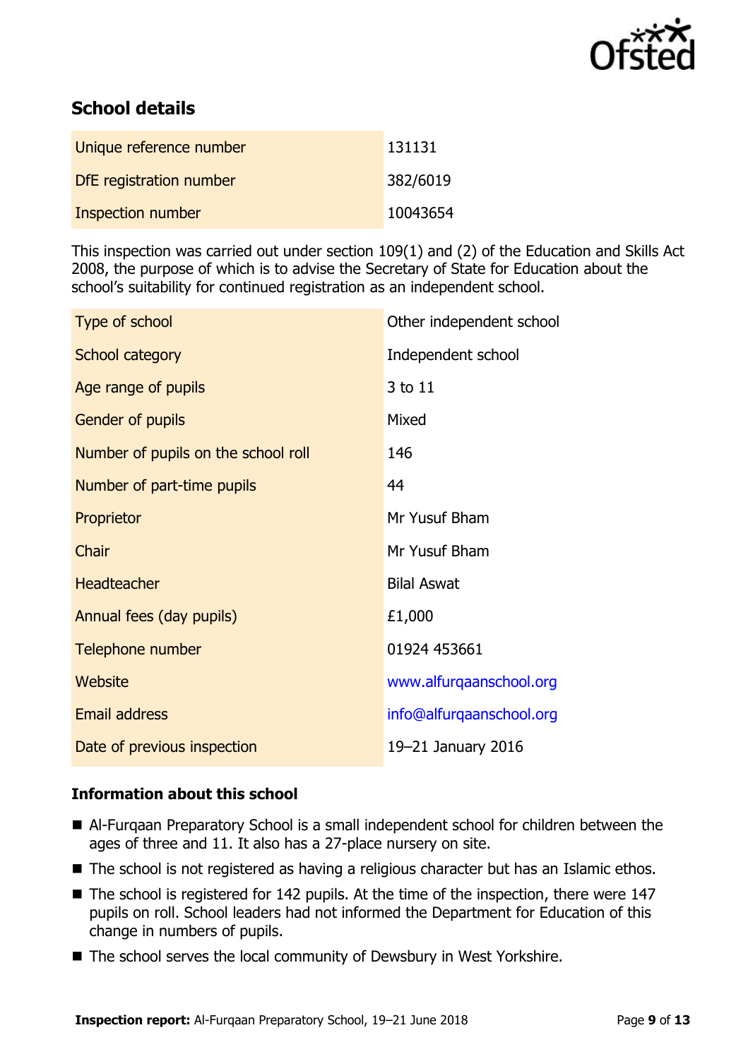## School details

| | |
|---|---|
| Unique reference number | 131131 |
| DfE registration number | 382/6019 |
| Inspection number | 10043654 |

This inspection was carried out under section 109(1) and (2) of the Education and Skills Act 2008, the purpose of which is to advise the Secretary of State for Education about the school's suitability for continued registration as an independent school.

| | |
|---|---|
| Type of school | Other independent school |
| School category | Independent school |
| Age range of pupils | 3 to 11 |
| Gender of pupils | Mixed |
| Number of pupils on the school roll | 146 |
| Number of part-time pupils | 44 |
| Proprietor | Mr Yusuf Bham |
| Chair | Mr Yusuf Bham |
| Headteacher | Bilal Aswat |
| Annual fees (day pupils) | £1,000 |
| Telephone number | 01924 453661 |
| Website | www.alfurqaanschool.org |
| Email address | info@alfurqaanschool.org |
| Date of previous inspection | 19–21 January 2016 |

### Information about this school

- Al-Furqaan Preparatory School is a small independent school for children between the ages of three and 11. It also has a 27-place nursery on site.
- The school is not registered as having a religious character but has an Islamic ethos.
- The school is registered for 142 pupils. At the time of the inspection, there were 147 pupils on roll. School leaders had not informed the Department for Education of this change in numbers of pupils.
- The school serves the local community of Dewsbury in West Yorkshire.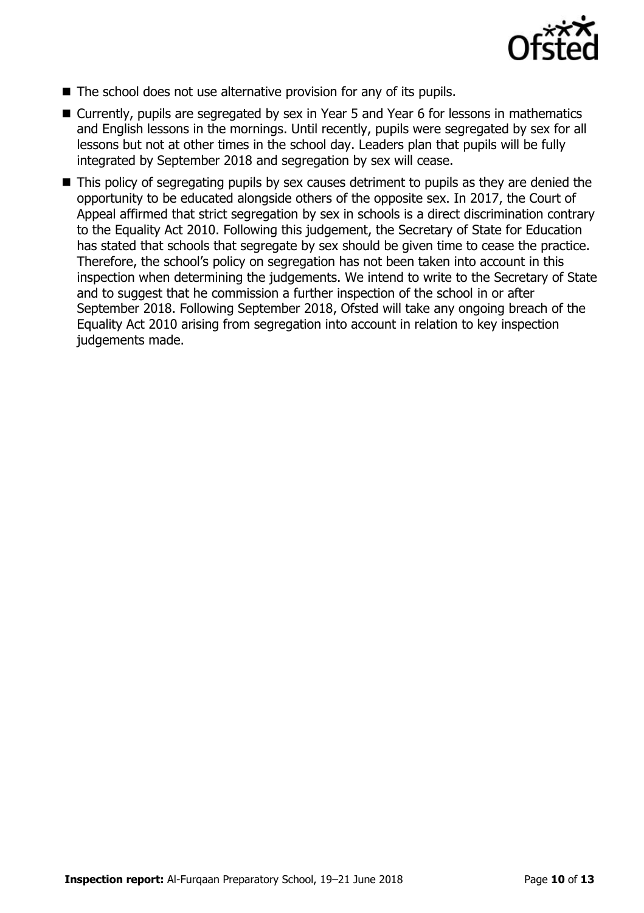- The school does not use alternative provision for any of its pupils.
- Currently, pupils are segregated by sex in Year 5 and Year 6 for lessons in mathematics and English lessons in the mornings. Until recently, pupils were segregated by sex for all lessons but not at other times in the school day. Leaders plan that pupils will be fully integrated by September 2018 and segregation by sex will cease.
- This policy of segregating pupils by sex causes detriment to pupils as they are denied the opportunity to be educated alongside others of the opposite sex. In 2017, the Court of Appeal affirmed that strict segregation by sex in schools is a direct discrimination contrary to the Equality Act 2010. Following this judgement, the Secretary of State for Education has stated that schools that segregate by sex should be given time to cease the practice. Therefore, the school's policy on segregation has not been taken into account in this inspection when determining the judgements. We intend to write to the Secretary of State and to suggest that he commission a further inspection of the school in or after September 2018. Following September 2018, Ofsted will take any ongoing breach of the Equality Act 2010 arising from segregation into account in relation to key inspection judgements made.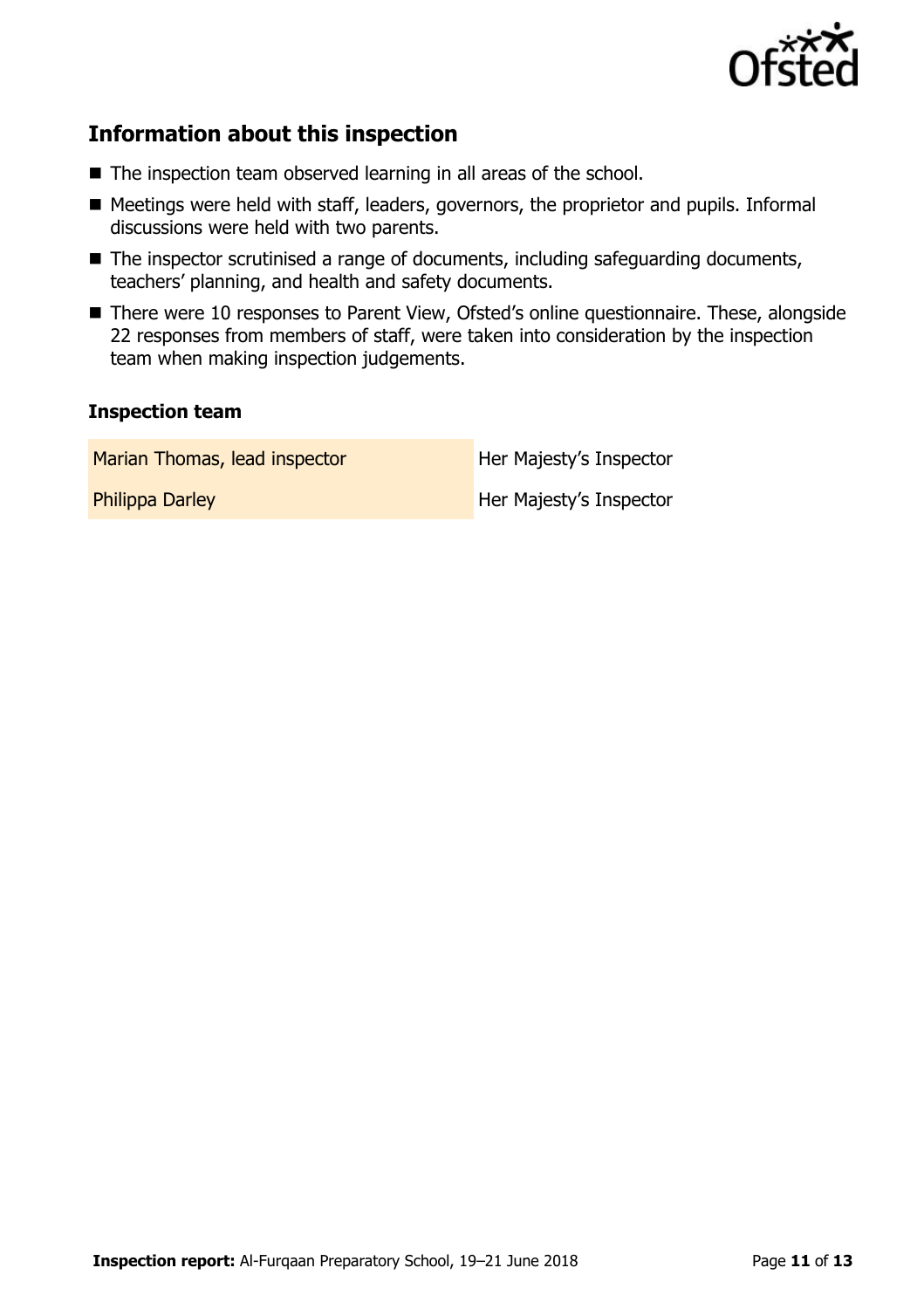## Information about this inspection

- The inspection team observed learning in all areas of the school.
- Meetings were held with staff, leaders, governors, the proprietor and pupils. Informal discussions were held with two parents.
- The inspector scrutinised a range of documents, including safeguarding documents, teachers' planning, and health and safety documents.
- There were 10 responses to Parent View, Ofsted's online questionnaire. These, alongside 22 responses from members of staff, were taken into consideration by the inspection team when making inspection judgements.

### Inspection team

| | |
|---|---|
| Marian Thomas, lead inspector | Her Majesty's Inspector |
| Philippa Darley | Her Majesty's Inspector |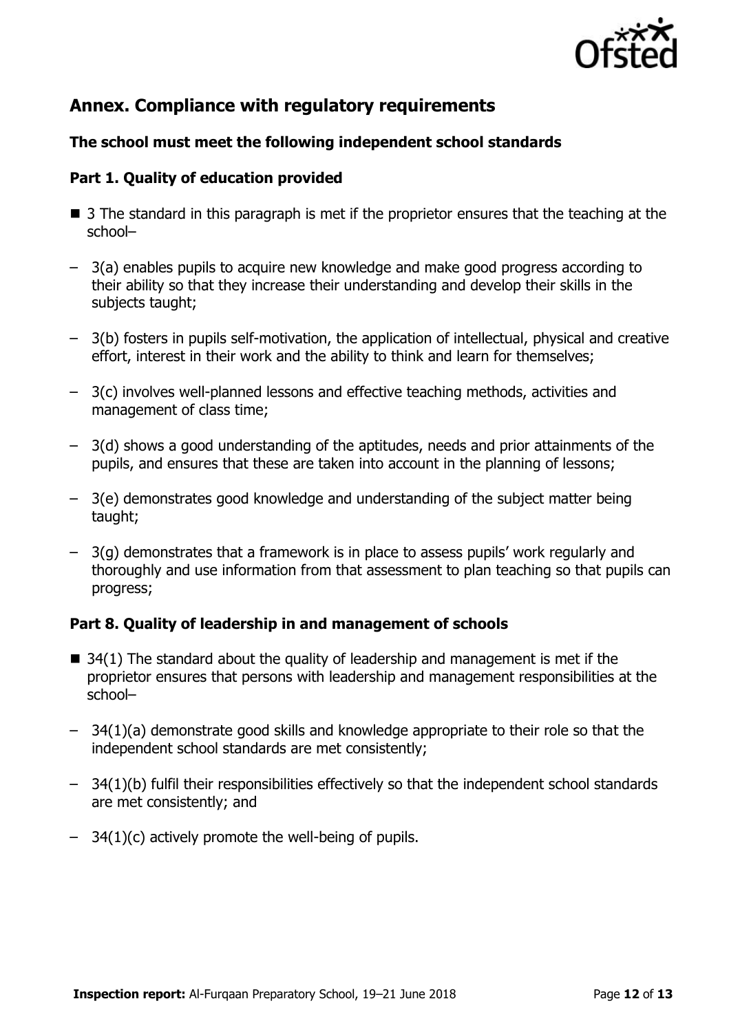## Annex. Compliance with regulatory requirements

### The school must meet the following independent school standards

### Part 1. Quality of education provided

- 3 The standard in this paragraph is met if the proprietor ensures that the teaching at the school–
  - 3(a) enables pupils to acquire new knowledge and make good progress according to their ability so that they increase their understanding and develop their skills in the subjects taught;
  - 3(b) fosters in pupils self-motivation, the application of intellectual, physical and creative effort, interest in their work and the ability to think and learn for themselves;
  - 3(c) involves well-planned lessons and effective teaching methods, activities and management of class time;
  - 3(d) shows a good understanding of the aptitudes, needs and prior attainments of the pupils, and ensures that these are taken into account in the planning of lessons;
  - 3(e) demonstrates good knowledge and understanding of the subject matter being taught;
  - 3(g) demonstrates that a framework is in place to assess pupils' work regularly and thoroughly and use information from that assessment to plan teaching so that pupils can progress;

### Part 8. Quality of leadership in and management of schools

- 34(1) The standard about the quality of leadership and management is met if the proprietor ensures that persons with leadership and management responsibilities at the school–
  - 34(1)(a) demonstrate good skills and knowledge appropriate to their role so that the independent school standards are met consistently;
  - 34(1)(b) fulfil their responsibilities effectively so that the independent school standards are met consistently; and
  - 34(1)(c) actively promote the well-being of pupils.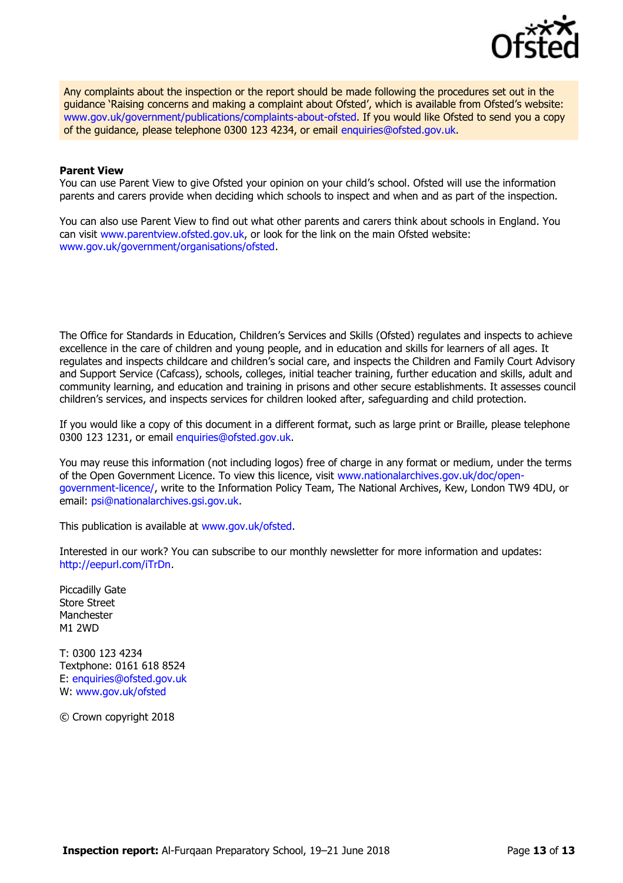Any complaints about the inspection or the report should be made following the procedures set out in the guidance 'Raising concerns and making a complaint about Ofsted', which is available from Ofsted's website: www.gov.uk/government/publications/complaints-about-ofsted. If you would like Ofsted to send you a copy of the guidance, please telephone 0300 123 4234, or email enquiries@ofsted.gov.uk.

**Parent View**

You can use Parent View to give Ofsted your opinion on your child's school. Ofsted will use the information parents and carers provide when deciding which schools to inspect and when and as part of the inspection.

You can also use Parent View to find out what other parents and carers think about schools in England. You can visit www.parentview.ofsted.gov.uk, or look for the link on the main Ofsted website: www.gov.uk/government/organisations/ofsted.

The Office for Standards in Education, Children's Services and Skills (Ofsted) regulates and inspects to achieve excellence in the care of children and young people, and in education and skills for learners of all ages. It regulates and inspects childcare and children's social care, and inspects the Children and Family Court Advisory and Support Service (Cafcass), schools, colleges, initial teacher training, further education and skills, adult and community learning, and education and training in prisons and other secure establishments. It assesses council children's services, and inspects services for children looked after, safeguarding and child protection.

If you would like a copy of this document in a different format, such as large print or Braille, please telephone 0300 123 1231, or email enquiries@ofsted.gov.uk.

You may reuse this information (not including logos) free of charge in any format or medium, under the terms of the Open Government Licence. To view this licence, visit www.nationalarchives.gov.uk/doc/open-government-licence/, write to the Information Policy Team, The National Archives, Kew, London TW9 4DU, or email: psi@nationalarchives.gsi.gov.uk.

This publication is available at www.gov.uk/ofsted.

Interested in our work? You can subscribe to our monthly newsletter for more information and updates: http://eepurl.com/iTrDn.

Piccadilly Gate
Store Street
Manchester
M1 2WD

T: 0300 123 4234
Textphone: 0161 618 8524
E: enquiries@ofsted.gov.uk
W: www.gov.uk/ofsted

© Crown copyright 2018